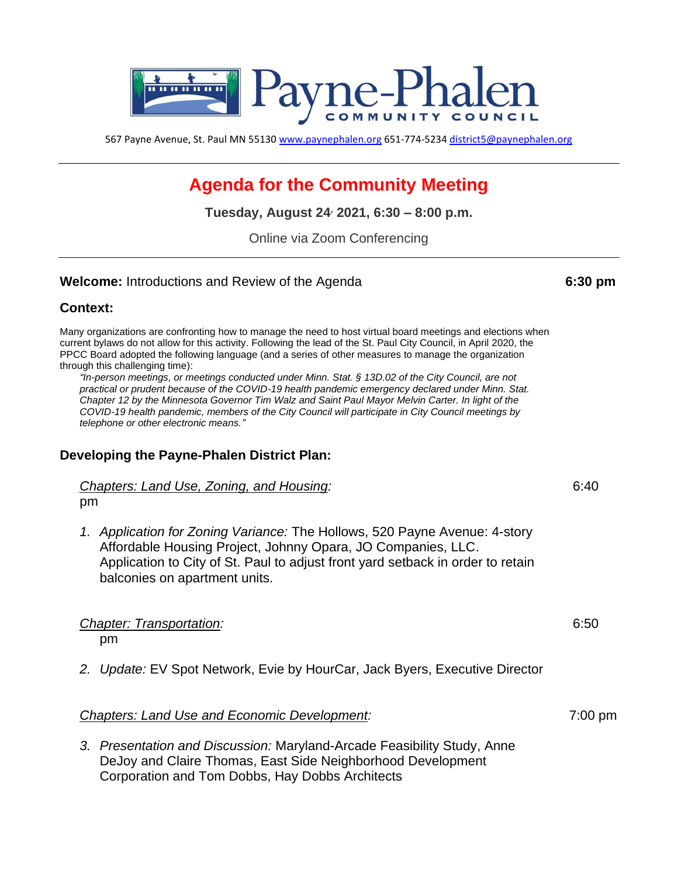# Payne-Phalen COMMUNITY COUNCIL

567 Payne Avenue, St. Paul MN 55130 www.paynephalen.org 651-774-5234 district5@paynephalen.org

---

## Agenda for the Community Meeting

**Tuesday, August 24, 2021, 6:30 – 8:00 p.m.**

Online via Zoom Conferencing

---

**Welcome:** Introductions and Review of the Agenda **6:30 pm**

### Context:

Many organizations are confronting how to manage the need to host virtual board meetings and elections when current bylaws do not allow for this activity. Following the lead of the St. Paul City Council, in April 2020, the PPCC Board adopted the following language (and a series of other measures to manage the organization through this challenging time):

> *"In-person meetings, or meetings conducted under Minn. Stat. § 13D.02 of the City Council, are not practical or prudent because of the COVID-19 health pandemic emergency declared under Minn. Stat. Chapter 12 by the Minnesota Governor Tim Walz and Saint Paul Mayor Melvin Carter. In light of the COVID-19 health pandemic, members of the City Council will participate in City Council meetings by telephone or other electronic means."*

### Developing the Payne-Phalen District Plan:

*Chapters: Land Use, Zoning, and Housing:* 6:40 pm

1. *Application for Zoning Variance:* The Hollows, 520 Payne Avenue: 4-story Affordable Housing Project, Johnny Opara, JO Companies, LLC. Application to City of St. Paul to adjust front yard setback in order to retain balconies on apartment units.

*Chapter: Transportation:* 6:50 pm

2. *Update:* EV Spot Network, Evie by HourCar, Jack Byers, Executive Director

*Chapters: Land Use and Economic Development:* 7:00 pm

3. *Presentation and Discussion:* Maryland-Arcade Feasibility Study, Anne DeJoy and Claire Thomas, East Side Neighborhood Development Corporation and Tom Dobbs, Hay Dobbs Architects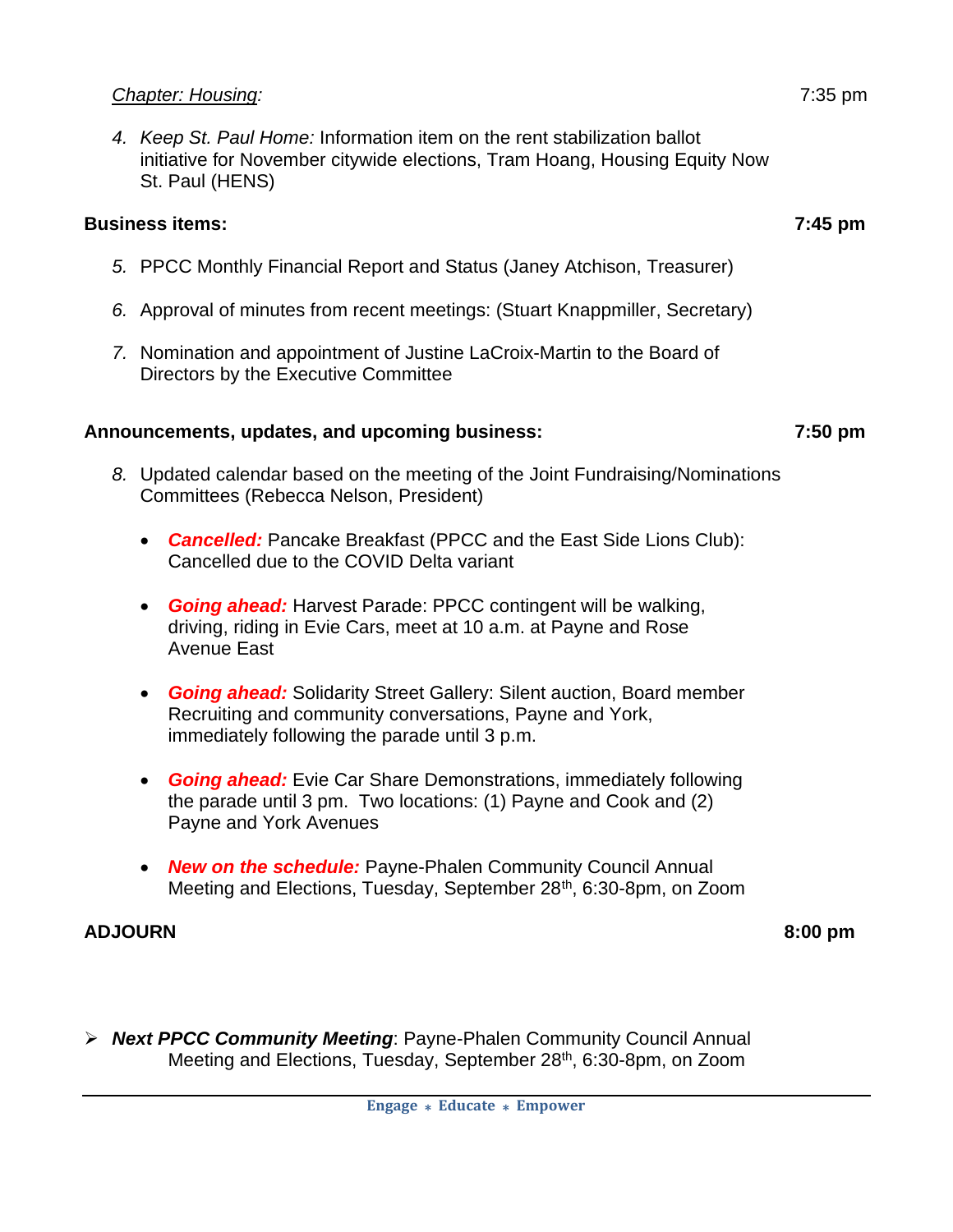*Chapter: Housing:* 7:35 pm

4. *Keep St. Paul Home:* Information item on the rent stabilization ballot initiative for November citywide elections, Tram Hoang, Housing Equity Now St. Paul (HENS)

**Business items:** **7:45 pm**

5. PPCC Monthly Financial Report and Status (Janey Atchison, Treasurer)

6. Approval of minutes from recent meetings: (Stuart Knappmiller, Secretary)

7. Nomination and appointment of Justine LaCroix-Martin to the Board of Directors by the Executive Committee

**Announcements, updates, and upcoming business:** **7:50 pm**

8. Updated calendar based on the meeting of the Joint Fundraising/Nominations Committees (Rebecca Nelson, President)

   - ***Cancelled:*** Pancake Breakfast (PPCC and the East Side Lions Club): Cancelled due to the COVID Delta variant

   - ***Going ahead:*** Harvest Parade: PPCC contingent will be walking, driving, riding in Evie Cars, meet at 10 a.m. at Payne and Rose Avenue East

   - ***Going ahead:*** Solidarity Street Gallery: Silent auction, Board member Recruiting and community conversations, Payne and York, immediately following the parade until 3 p.m.

   - ***Going ahead:*** Evie Car Share Demonstrations, immediately following the parade until 3 pm. Two locations: (1) Payne and Cook and (2) Payne and York Avenues

   - ***New on the schedule:*** Payne-Phalen Community Council Annual Meeting and Elections, Tuesday, September 28th, 6:30-8pm, on Zoom

**ADJOURN** **8:00 pm**

- ***Next PPCC Community Meeting***: Payne-Phalen Community Council Annual Meeting and Elections, Tuesday, September 28th, 6:30-8pm, on Zoom

**Engage * Educate * Empower**